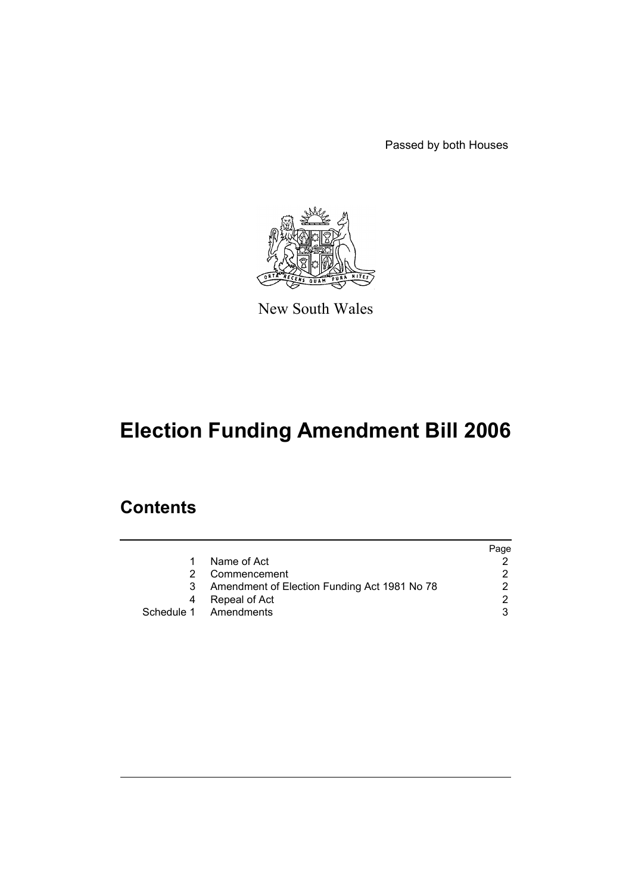Passed by both Houses

New South Wales

# Election Funding Amendment Bill 2006

## Contents

| | | Page |
|---|---|---|
| 1 | Name of Act | 2 |
| 2 | Commencement | 2 |
| 3 | Amendment of Election Funding Act 1981 No 78 | 2 |
| 4 | Repeal of Act | 2 |
| Schedule 1 | Amendments | 3 |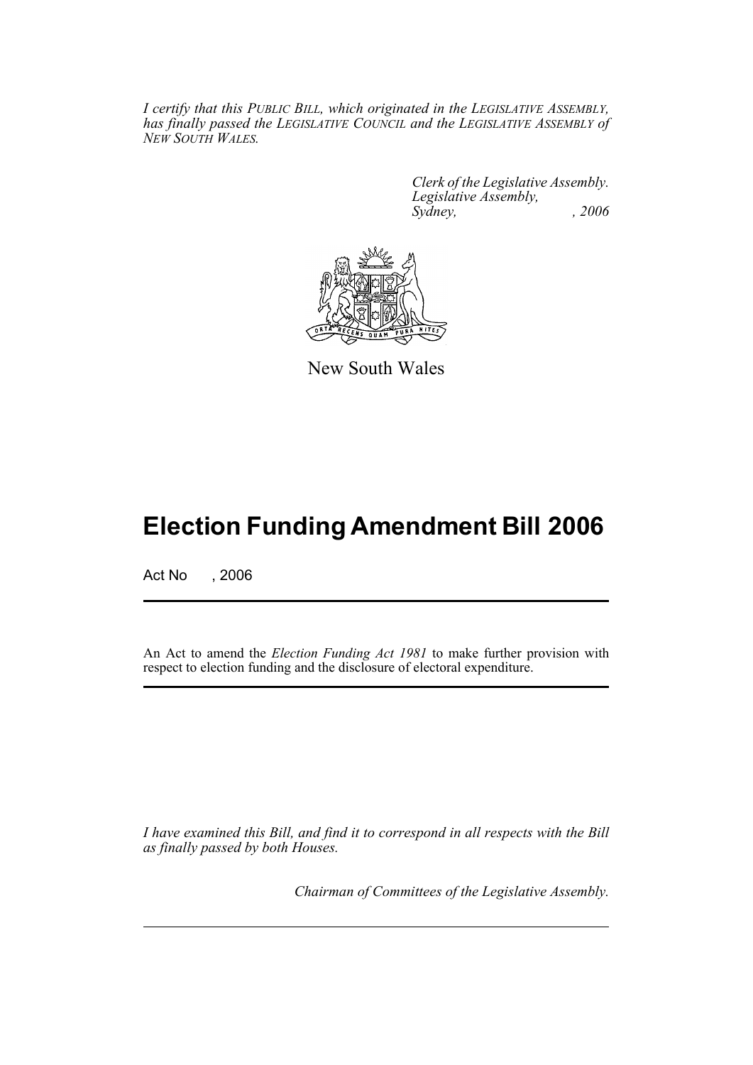*I certify that this PUBLIC BILL, which originated in the LEGISLATIVE ASSEMBLY, has finally passed the LEGISLATIVE COUNCIL and the LEGISLATIVE ASSEMBLY of NEW SOUTH WALES.*

*Clerk of the Legislative Assembly.*
*Legislative Assembly,*
*Sydney, , 2006*

New South Wales

# Election Funding Amendment Bill 2006

Act No , 2006

An Act to amend the *Election Funding Act 1981* to make further provision with respect to election funding and the disclosure of electoral expenditure.

*I have examined this Bill, and find it to correspond in all respects with the Bill as finally passed by both Houses.*

*Chairman of Committees of the Legislative Assembly.*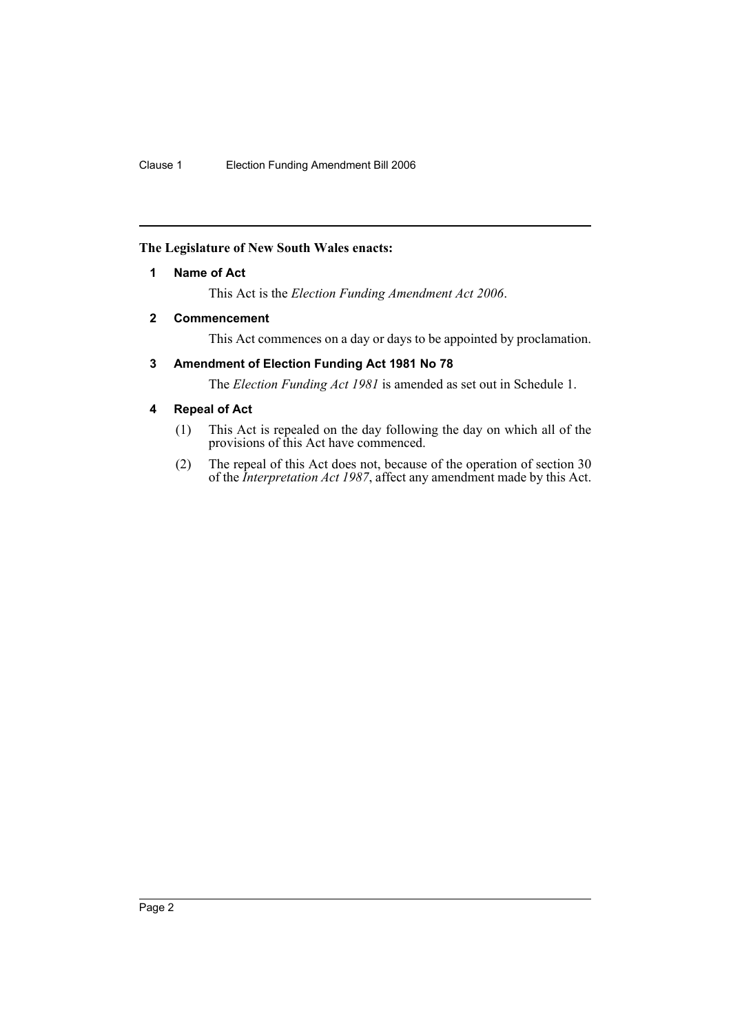**The Legislature of New South Wales enacts:**

## 1 Name of Act

This Act is the *Election Funding Amendment Act 2006*.

## 2 Commencement

This Act commences on a day or days to be appointed by proclamation.

## 3 Amendment of Election Funding Act 1981 No 78

The *Election Funding Act 1981* is amended as set out in Schedule 1.

## 4 Repeal of Act

(1) This Act is repealed on the day following the day on which all of the provisions of this Act have commenced.

(2) The repeal of this Act does not, because of the operation of section 30 of the *Interpretation Act 1987*, affect any amendment made by this Act.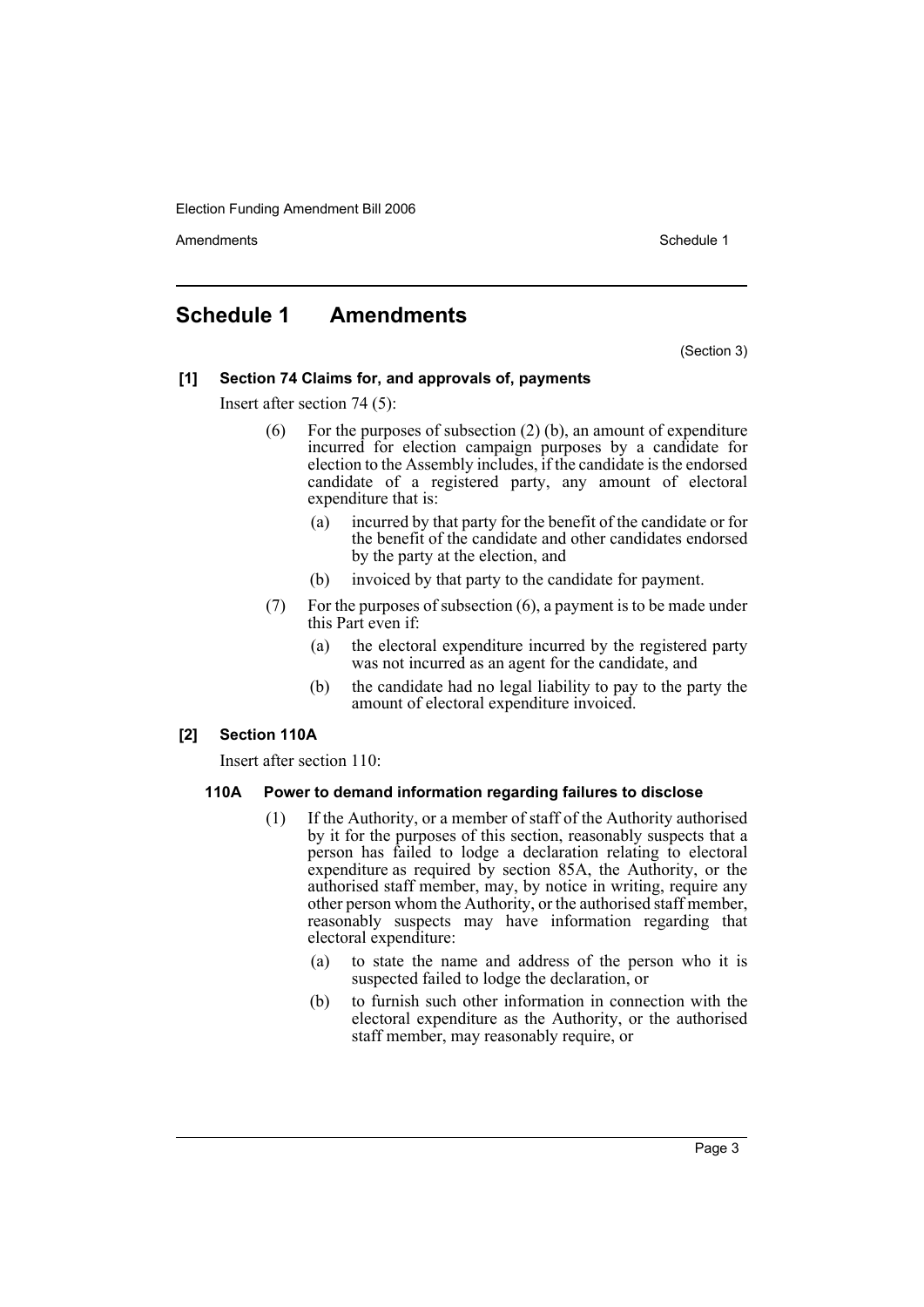# Schedule 1 Amendments

(Section 3)

**[1] Section 74 Claims for, and approvals of, payments**

Insert after section 74 (5):

(6) For the purposes of subsection (2) (b), an amount of expenditure incurred for election campaign purposes by a candidate for election to the Assembly includes, if the candidate is the endorsed candidate of a registered party, any amount of electoral expenditure that is:

- (a) incurred by that party for the benefit of the candidate or for the benefit of the candidate and other candidates endorsed by the party at the election, and
- (b) invoiced by that party to the candidate for payment.

(7) For the purposes of subsection (6), a payment is to be made under this Part even if:

- (a) the electoral expenditure incurred by the registered party was not incurred as an agent for the candidate, and
- (b) the candidate had no legal liability to pay to the party the amount of electoral expenditure invoiced.

**[2] Section 110A**

Insert after section 110:

**110A Power to demand information regarding failures to disclose**

(1) If the Authority, or a member of staff of the Authority authorised by it for the purposes of this section, reasonably suspects that a person has failed to lodge a declaration relating to electoral expenditure as required by section 85A, the Authority, or the authorised staff member, may, by notice in writing, require any other person whom the Authority, or the authorised staff member, reasonably suspects may have information regarding that electoral expenditure:

- (a) to state the name and address of the person who it is suspected failed to lodge the declaration, or
- (b) to furnish such other information in connection with the electoral expenditure as the Authority, or the authorised staff member, may reasonably require, or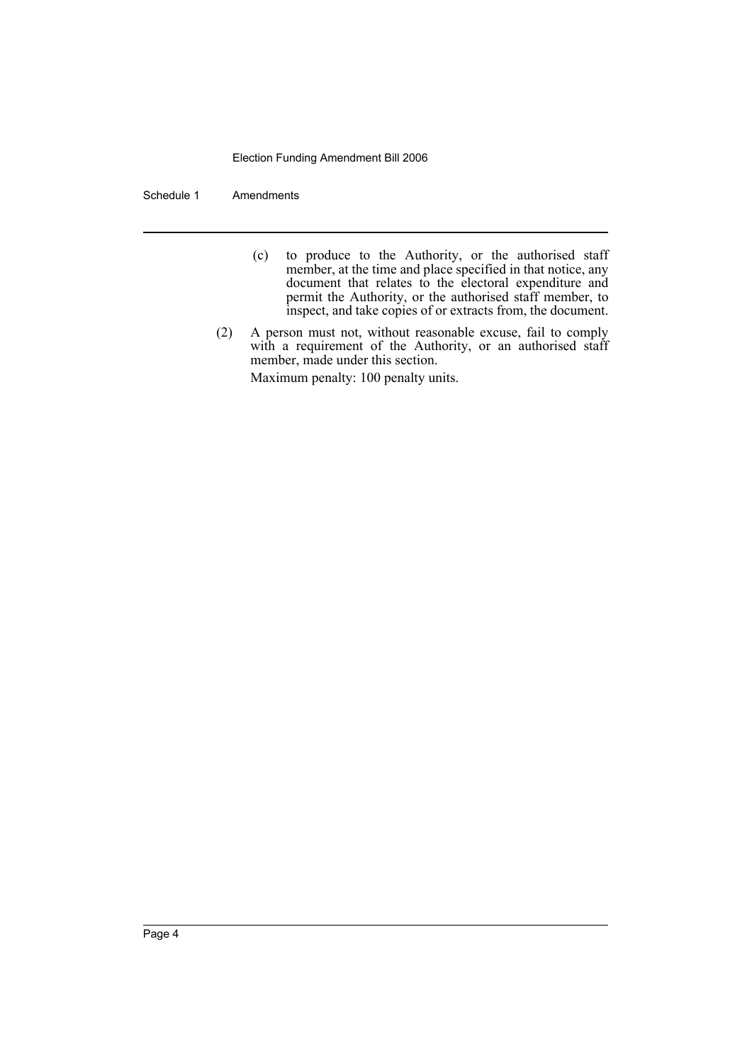(c) to produce to the Authority, or the authorised staff member, at the time and place specified in that notice, any document that relates to the electoral expenditure and permit the Authority, or the authorised staff member, to inspect, and take copies of or extracts from, the document.

(2) A person must not, without reasonable excuse, fail to comply with a requirement of the Authority, or an authorised staff member, made under this section.

Maximum penalty: 100 penalty units.